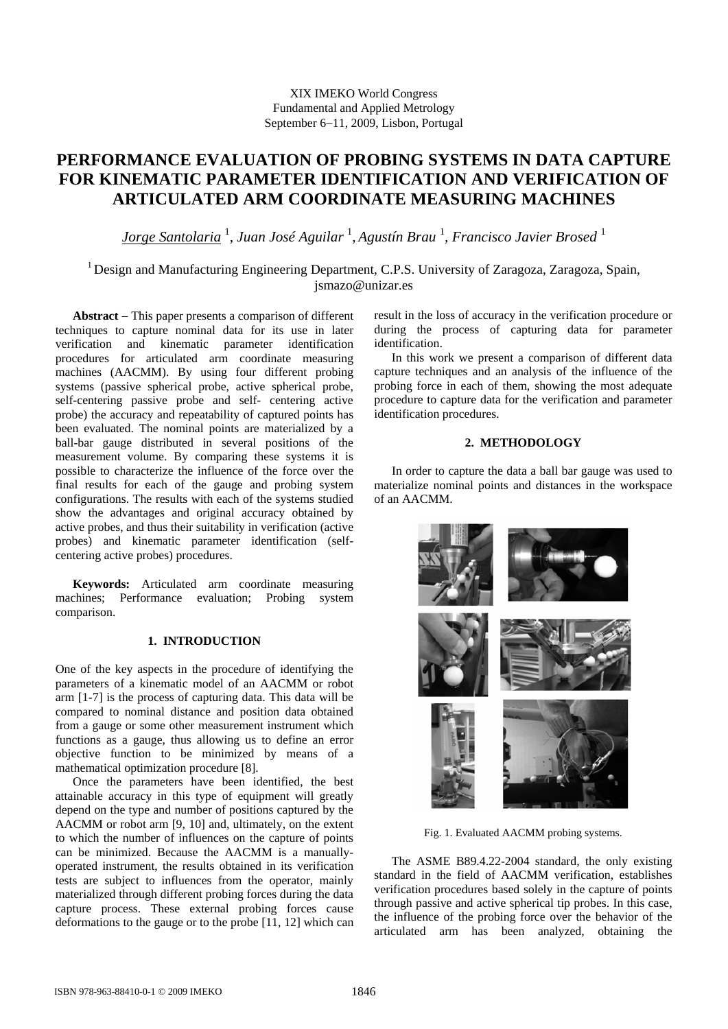XIX IMEKO World Congress
Fundamental and Applied Metrology
September 6−11, 2009, Lisbon, Portugal

# PERFORMANCE EVALUATION OF PROBING SYSTEMS IN DATA CAPTURE FOR KINEMATIC PARAMETER IDENTIFICATION AND VERIFICATION OF ARTICULATED ARM COORDINATE MEASURING MACHINES

*Jorge Santolaria* [1], *Juan José Aguilar* [1], *Agustín Brau* [1], *Francisco Javier Brosed* [1]

[1] Design and Manufacturing Engineering Department, C.P.S. University of Zaragoza, Zaragoza, Spain, jsmazo@unizar.es

**Abstract** – This paper presents a comparison of different techniques to capture nominal data for its use in later verification and kinematic parameter identification procedures for articulated arm coordinate measuring machines (AACMM). By using four different probing systems (passive spherical probe, active spherical probe, self-centering passive probe and self- centering active probe) the accuracy and repeatability of captured points has been evaluated. The nominal points are materialized by a ball-bar gauge distributed in several positions of the measurement volume. By comparing these systems it is possible to characterize the influence of the force over the final results for each of the gauge and probing system configurations. The results with each of the systems studied show the advantages and original accuracy obtained by active probes, and thus their suitability in verification (active probes) and kinematic parameter identification (self-centering active probes) procedures.

**Keywords:** Articulated arm coordinate measuring machines; Performance evaluation; Probing system comparison.

## 1. INTRODUCTION

One of the key aspects in the procedure of identifying the parameters of a kinematic model of an AACMM or robot arm [1-7] is the process of capturing data. This data will be compared to nominal distance and position data obtained from a gauge or some other measurement instrument which functions as a gauge, thus allowing us to define an error objective function to be minimized by means of a mathematical optimization procedure [8].

Once the parameters have been identified, the best attainable accuracy in this type of equipment will greatly depend on the type and number of positions captured by the AACMM or robot arm [9, 10] and, ultimately, on the extent to which the number of influences on the capture of points can be minimized. Because the AACMM is a manually-operated instrument, the results obtained in its verification tests are subject to influences from the operator, mainly materialized through different probing forces during the data capture process. These external probing forces cause deformations to the gauge or to the probe [11, 12] which can result in the loss of accuracy in the verification procedure or during the process of capturing data for parameter identification.

In this work we present a comparison of different data capture techniques and an analysis of the influence of the probing force in each of them, showing the most adequate procedure to capture data for the verification and parameter identification procedures.

## 2. METHODOLOGY

In order to capture the data a ball bar gauge was used to materialize nominal points and distances in the workspace of an AACMM.

Fig. 1. Evaluated AACMM probing systems.

The ASME B89.4.22-2004 standard, the only existing standard in the field of AACMM verification, establishes verification procedures based solely in the capture of points through passive and active spherical tip probes. In this case, the influence of the probing force over the behavior of the articulated arm has been analyzed, obtaining the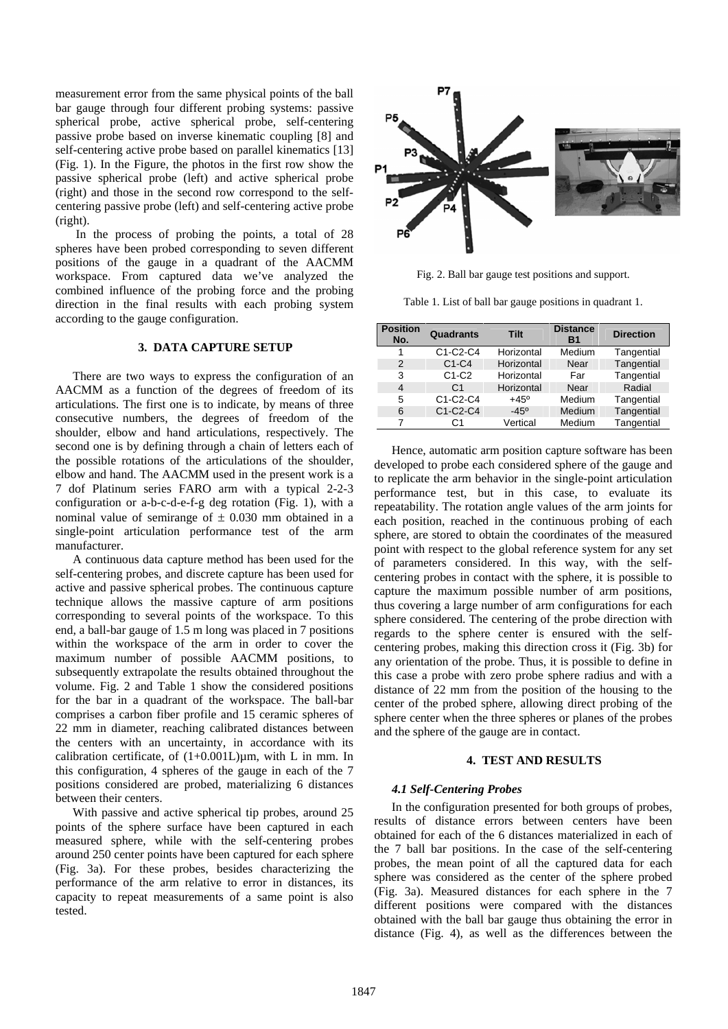measurement error from the same physical points of the ball bar gauge through four different probing systems: passive spherical probe, active spherical probe, self-centering passive probe based on inverse kinematic coupling [8] and self-centering active probe based on parallel kinematics [13] (Fig. 1). In the Figure, the photos in the first row show the passive spherical probe (left) and active spherical probe (right) and those in the second row correspond to the self-centering passive probe (left) and self-centering active probe (right).

In the process of probing the points, a total of 28 spheres have been probed corresponding to seven different positions of the gauge in a quadrant of the AACMM workspace. From captured data we've analyzed the combined influence of the probing force and the probing direction in the final results with each probing system according to the gauge configuration.

## 3. DATA CAPTURE SETUP

There are two ways to express the configuration of an AACMM as a function of the degrees of freedom of its articulations. The first one is to indicate, by means of three consecutive numbers, the degrees of freedom of the shoulder, elbow and hand articulations, respectively. The second one is by defining through a chain of letters each of the possible rotations of the articulations of the shoulder, elbow and hand. The AACMM used in the present work is a 7 dof Platinum series FARO arm with a typical 2-2-3 configuration or a-b-c-d-e-f-g deg rotation (Fig. 1), with a nominal value of semirange of ± 0.030 mm obtained in a single-point articulation performance test of the arm manufacturer.

A continuous data capture method has been used for the self-centering probes, and discrete capture has been used for active and passive spherical probes. The continuous capture technique allows the massive capture of arm positions corresponding to several points of the workspace. To this end, a ball-bar gauge of 1.5 m long was placed in 7 positions within the workspace of the arm in order to cover the maximum number of possible AACMM positions, to subsequently extrapolate the results obtained throughout the volume. Fig. 2 and Table 1 show the considered positions for the bar in a quadrant of the workspace. The ball-bar comprises a carbon fiber profile and 15 ceramic spheres of 22 mm in diameter, reaching calibrated distances between the centers with an uncertainty, in accordance with its calibration certificate, of (1+0.001L)µm, with L in mm. In this configuration, 4 spheres of the gauge in each of the 7 positions considered are probed, materializing 6 distances between their centers.

With passive and active spherical tip probes, around 25 points of the sphere surface have been captured in each measured sphere, while with the self-centering probes around 250 center points have been captured for each sphere (Fig. 3a). For these probes, besides characterizing the performance of the arm relative to error in distances, its capacity to repeat measurements of a same point is also tested.

Fig. 2. Ball bar gauge test positions and support.

Table 1. List of ball bar gauge positions in quadrant 1.

| Position No. | Quadrants | Tilt | Distance B1 | Direction |
|---|---|---|---|---|
| 1 | C1-C2-C4 | Horizontal | Medium | Tangential |
| 2 | C1-C4 | Horizontal | Near | Tangential |
| 3 | C1-C2 | Horizontal | Far | Tangential |
| 4 | C1 | Horizontal | Near | Radial |
| 5 | C1-C2-C4 | +45º | Medium | Tangential |
| 6 | C1-C2-C4 | -45º | Medium | Tangential |
| 7 | C1 | Vertical | Medium | Tangential |

Hence, automatic arm position capture software has been developed to probe each considered sphere of the gauge and to replicate the arm behavior in the single-point articulation performance test, but in this case, to evaluate its repeatability. The rotation angle values of the arm joints for each position, reached in the continuous probing of each sphere, are stored to obtain the coordinates of the measured point with respect to the global reference system for any set of parameters considered. In this way, with the self-centering probes in contact with the sphere, it is possible to capture the maximum possible number of arm positions, thus covering a large number of arm configurations for each sphere considered. The centering of the probe direction with regards to the sphere center is ensured with the self-centering probes, making this direction cross it (Fig. 3b) for any orientation of the probe. Thus, it is possible to define in this case a probe with zero probe sphere radius and with a distance of 22 mm from the position of the housing to the center of the probed sphere, allowing direct probing of the sphere center when the three spheres or planes of the probes and the sphere of the gauge are in contact.

## 4. TEST AND RESULTS

### *4.1 Self-Centering Probes*

In the configuration presented for both groups of probes, results of distance errors between centers have been obtained for each of the 6 distances materialized in each of the 7 ball bar positions. In the case of the self-centering probes, the mean point of all the captured data for each sphere was considered as the center of the sphere probed (Fig. 3a). Measured distances for each sphere in the 7 different positions were compared with the distances obtained with the ball bar gauge thus obtaining the error in distance (Fig. 4), as well as the differences between the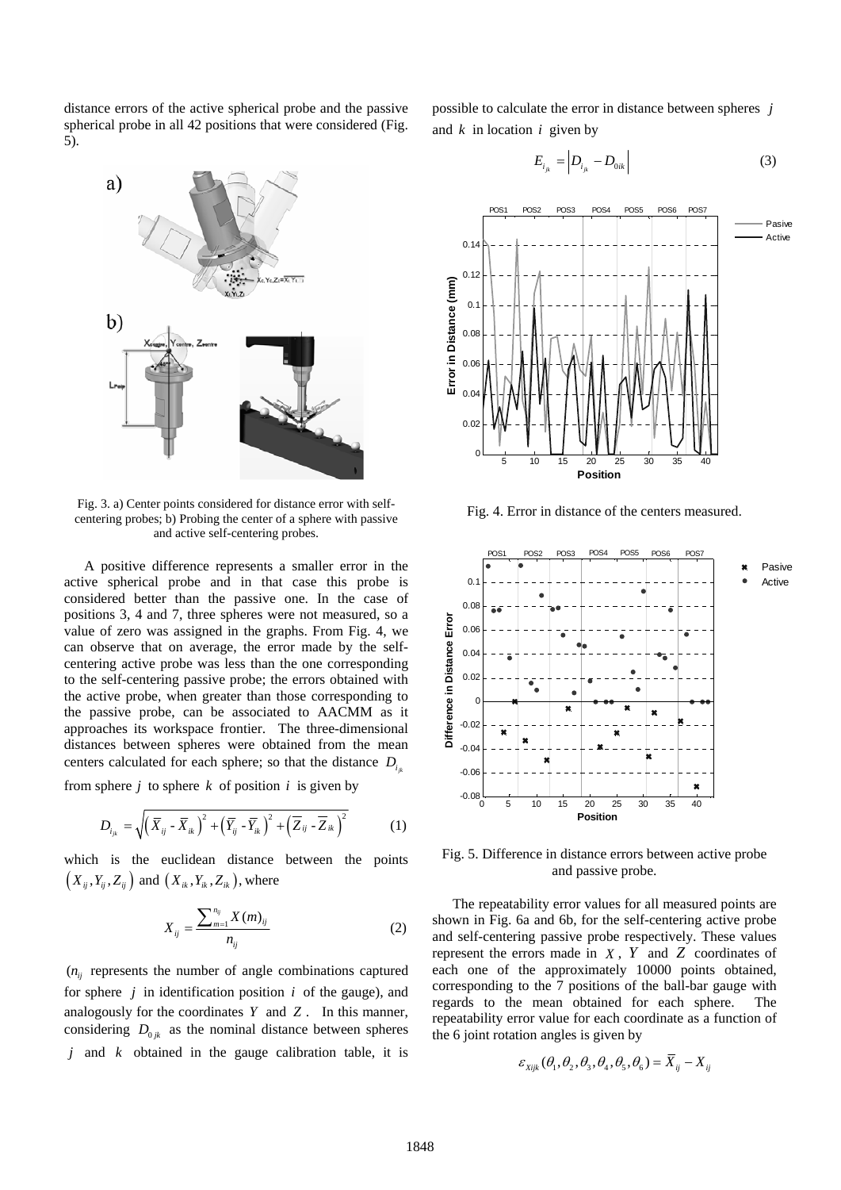distance errors of the active spherical probe and the passive spherical probe in all 42 positions that were considered (Fig. 5).

Fig. 3. a) Center points considered for distance error with self-centering probes; b) Probing the center of a sphere with passive and active self-centering probes.

A positive difference represents a smaller error in the active spherical probe and in that case this probe is considered better than the passive one. In the case of positions 3, 4 and 7, three spheres were not measured, so a value of zero was assigned in the graphs. From Fig. 4, we can observe that on average, the error made by the self-centering active probe was less than the one corresponding to the self-centering passive probe; the errors obtained with the active probe, when greater than those corresponding to the passive probe, can be associated to AACMM as it approaches its workspace frontier. The three-dimensional distances between spheres were obtained from the mean centers calculated for each sphere; so that the distance $D_{i_{jk}}$ from sphere $j$ to sphere $k$ of position $i$ is given by

$$D_{i_{jk}} = \sqrt{\left(\overline{X}_{ij} - \overline{X}_{ik}\right)^2 + \left(\overline{Y}_{ij} - \overline{Y}_{ik}\right)^2 + \left(\overline{Z}_{ij} - \overline{Z}_{ik}\right)^2} \tag{1}$$

which is the euclidean distance between the points $\left(X_{ij}, Y_{ij}, Z_{ij}\right)$ and $\left(X_{ik}, Y_{ik}, Z_{ik}\right)$, where

$$X_{ij} = \frac{\sum_{m=1}^{n_{ij}} X(m)_{ij}}{n_{ij}} \tag{2}$$

($n_{ij}$ represents the number of angle combinations captured for sphere $j$ in identification position $i$ of the gauge), and analogously for the coordinates $Y$ and $Z$. In this manner, considering $D_{0jk}$ as the nominal distance between spheres $j$ and $k$ obtained in the gauge calibration table, it is possible to calculate the error in distance between spheres $j$ and $k$ in location $i$ given by

$$E_{i_{jk}} = \left| D_{i_{jk}} - D_{0ik} \right| \tag{3}$$

Fig. 4. Error in distance of the centers measured.

Fig. 5. Difference in distance errors between active probe and passive probe.

The repeatability error values for all measured points are shown in Fig. 6a and 6b, for the self-centering active probe and self-centering passive probe respectively. These values represent the errors made in $X$, $Y$ and $Z$ coordinates of each one of the approximately 10000 points obtained, corresponding to the 7 positions of the ball-bar gauge with regards to the mean obtained for each sphere. The repeatability error value for each coordinate as a function of the 6 joint rotation angles is given by

$$\varepsilon_{Xijk}(\theta_1, \theta_2, \theta_3, \theta_4, \theta_5, \theta_6) = \overline{X}_{ij} - X_{ij}$$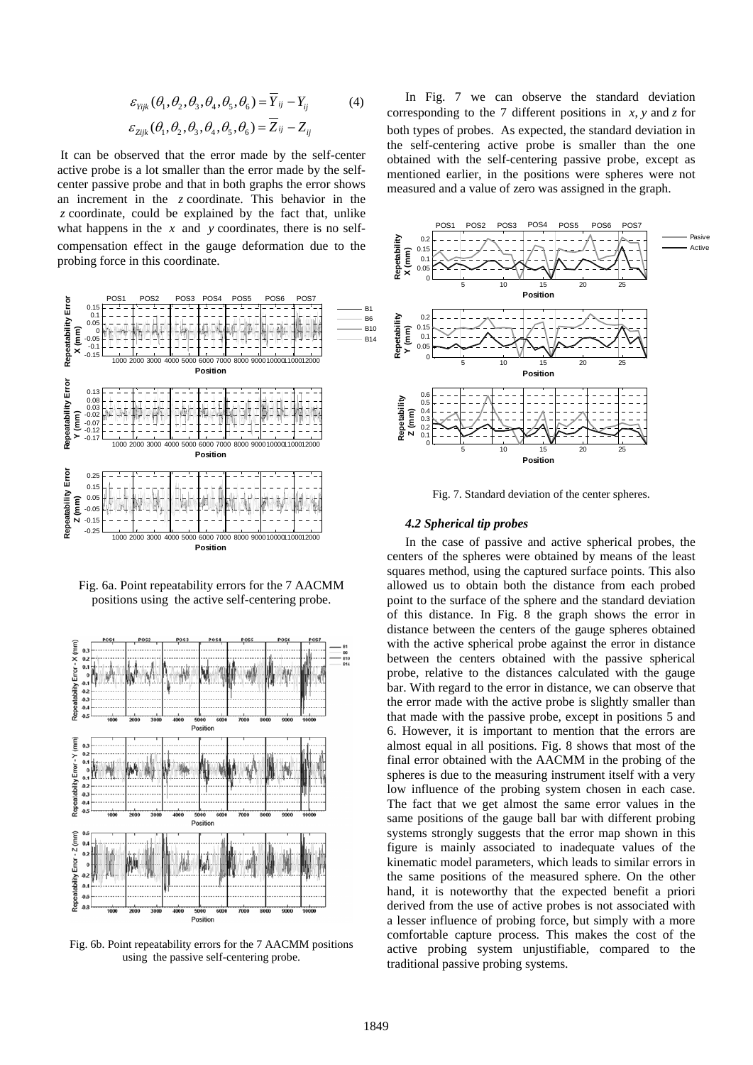$$\varepsilon_{Yijk}(\theta_1,\theta_2,\theta_3,\theta_4,\theta_5,\theta_6) = \overline{Y}_{ij} - Y_{ij} \qquad (4)$$
$$\varepsilon_{Zijk}(\theta_1,\theta_2,\theta_3,\theta_4,\theta_5,\theta_6) = \overline{Z}_{ij} - Z_{ij}$$

It can be observed that the error made by the self-center active probe is a lot smaller than the error made by the self-center passive probe and that in both graphs the error shows an increment in the $z$ coordinate. This behavior in the $z$ coordinate, could be explained by the fact that, unlike what happens in the $x$ and $y$ coordinates, there is no self-compensation effect in the gauge deformation due to the probing force in this coordinate.

POS1 POS2 POS3 POS4 POS5 POS6 POS7
B1
B6
B10
B14
Repeatability Error X (mm)
0.15
0.1
0.05
0
-0.05
-0.1
-0.15
1000 2000 3000 4000 5000 6000 7000 8000 9000 10000 11000 12000
Position
Repeatability Error Y (mm)
0.13
0.08
0.03
-0.02
-0.07
-0.12
-0.17
1000 2000 3000 4000 5000 6000 7000 8000 9000 10000 11000 12000
Position
Repeatability Error Z (mm)
0.25
0.15
0.05
-0.05
-0.15
-0.25
1000 2000 3000 4000 5000 6000 7000 8000 9000 10000 11000 12000
Position

Fig. 6a. Point repeatability errors for the 7 AACMM positions using the active self-centering probe.

POS1 POS2 POS3 POS4 POS5 POS6 POS7
B1
B6
B10
B14
Repeatability Error - X (mm)
0.3
0.2
0.1
0
-0.1
-0.2
-0.3
-0.4
-0.5
1000 2000 3000 4000 5000 6000 7000 8000 9000 10000
Position
Repeatability Error - Y (mm)
0.3
0.2
0.1
0
-0.1
-0.2
-0.3
-0.4
-0.5
1000 2000 3000 4000 5000 6000 7000 8000 9000 10000
Position
Repeatability Error - Z (mm)
0.6
0.4
0.2
0
-0.2
-0.4
-0.6
-0.8
1000 2000 3000 4000 5000 6000 7000 8000 9000 10000
Position

Fig. 6b. Point repeatability errors for the 7 AACMM positions using the passive self-centering probe.

In Fig. 7 we can observe the standard deviation corresponding to the 7 different positions in $x, y$ and $z$ for both types of probes. As expected, the standard deviation in the self-centering active probe is smaller than the one obtained with the self-centering passive probe, except as mentioned earlier, in the positions were spheres were not measured and a value of zero was assigned in the graph.

POS1 POS2 POS3 POS4 POS5 POS6 POS7
Pasive
Active
Repeatability X (mm)
0.2
0.15
0.1
0.05
0
5 10 15 20 25
Position
Repeatability Y (mm)
0.2
0.15
0.1
0.05
0
5 10 15 20 25
Position
Repeatability Z (mm)
0.6
0.5
0.4
0.3
0.2
0.1
0
5 10 15 20 25
Position

Fig. 7. Standard deviation of the center spheres.

### *4.2 Spherical tip probes*

In the case of passive and active spherical probes, the centers of the spheres were obtained by means of the least squares method, using the captured surface points. This also allowed us to obtain both the distance from each probed point to the surface of the sphere and the standard deviation of this distance. In Fig. 8 the graph shows the error in distance between the centers of the gauge spheres obtained with the active spherical probe against the error in distance between the centers obtained with the passive spherical probe, relative to the distances calculated with the gauge bar. With regard to the error in distance, we can observe that the error made with the active probe is slightly smaller than that made with the passive probe, except in positions 5 and 6. However, it is important to mention that the errors are almost equal in all positions. Fig. 8 shows that most of the final error obtained with the AACMM in the probing of the spheres is due to the measuring instrument itself with a very low influence of the probing system chosen in each case. The fact that we get almost the same error values in the same positions of the gauge ball bar with different probing systems strongly suggests that the error map shown in this figure is mainly associated to inadequate values of the kinematic model parameters, which leads to similar errors in the same positions of the measured sphere. On the other hand, it is noteworthy that the expected benefit a priori derived from the use of active probes is not associated with a lesser influence of probing force, but simply with a more comfortable capture process. This makes the cost of the active probing system unjustifiable, compared to the traditional passive probing systems.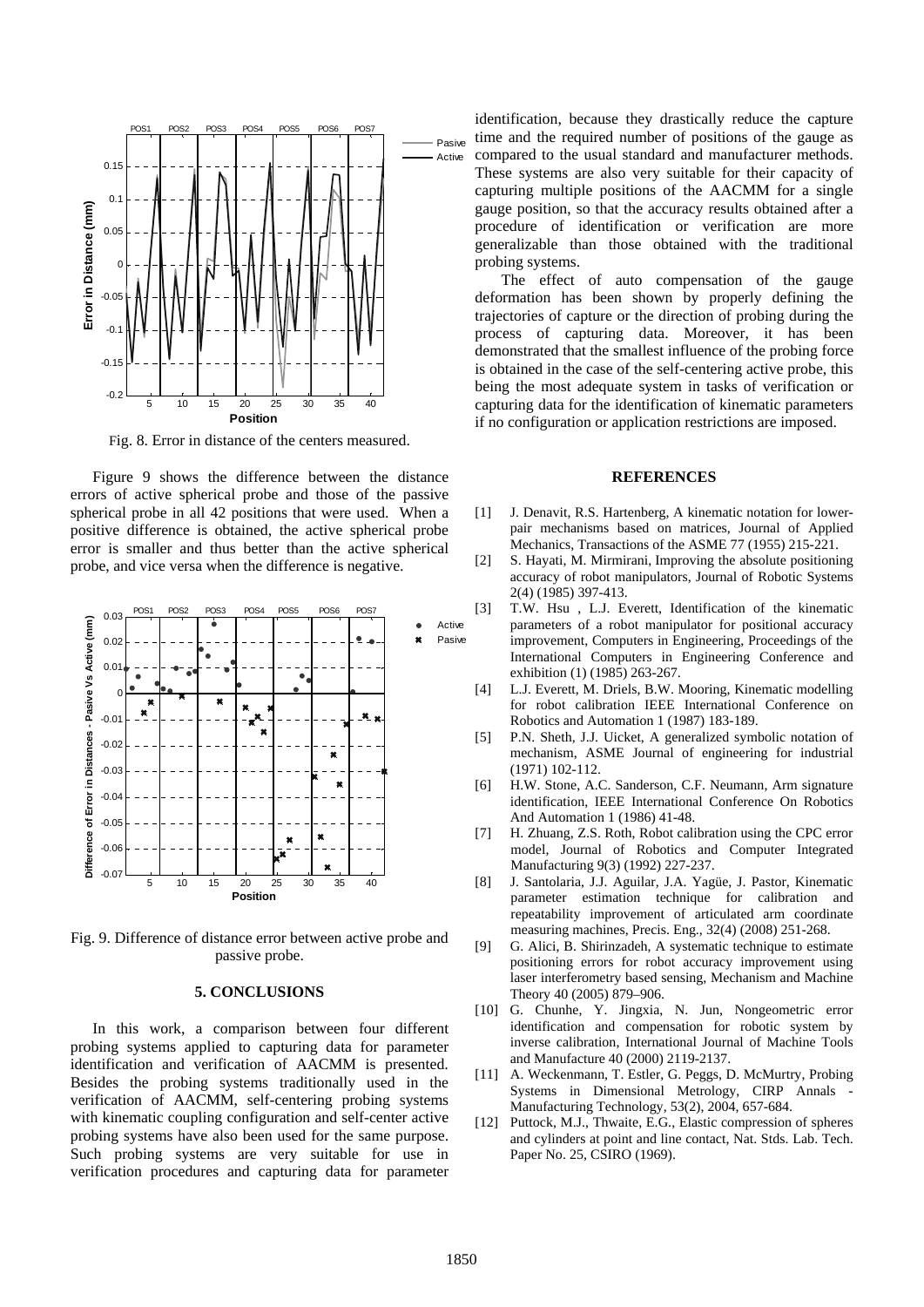POS1 POS2 POS3 POS4 POS5 POS6 POS7

Pasive
Active

0.15
0.1
0.05
0
-0.05
-0.1
-0.15
-0.2

5 10 15 20 25 30 35 40

Error in Distance (mm)

Position

Fig. 8. Error in distance of the centers measured.

Figure 9 shows the difference between the distance errors of active spherical probe and those of the passive spherical probe in all 42 positions that were used. When a positive difference is obtained, the active spherical probe error is smaller and thus better than the active spherical probe, and vice versa when the difference is negative.

POS1 POS2 POS3 POS4 POS5 POS6 POS7

Active
Pasive

0.03
0.02
0.01
0
-0.01
-0.02
-0.03
-0.04
-0.05
-0.06
-0.07

5 10 15 20 25 30 35 40

Difference of Error in Distances - Pasive Vs Active (mm)

Position

Fig. 9. Difference of distance error between active probe and passive probe.

## 5. CONCLUSIONS

In this work, a comparison between four different probing systems applied to capturing data for parameter identification and verification of AACMM is presented. Besides the probing systems traditionally used in the verification of AACMM, self-centering probing systems with kinematic coupling configuration and self-center active probing systems have also been used for the same purpose. Such probing systems are very suitable for use in verification procedures and capturing data for parameter identification, because they drastically reduce the capture time and the required number of positions of the gauge as compared to the usual standard and manufacturer methods. These systems are also very suitable for their capacity of capturing multiple positions of the AACMM for a single gauge position, so that the accuracy results obtained after a procedure of identification or verification are more generalizable than those obtained with the traditional probing systems.

The effect of auto compensation of the gauge deformation has been shown by properly defining the trajectories of capture or the direction of probing during the process of capturing data. Moreover, it has been demonstrated that the smallest influence of the probing force is obtained in the case of the self-centering active probe, this being the most adequate system in tasks of verification or capturing data for the identification of kinematic parameters if no configuration or application restrictions are imposed.

## REFERENCES

[1] J. Denavit, R.S. Hartenberg, A kinematic notation for lower-pair mechanisms based on matrices, Journal of Applied Mechanics, Transactions of the ASME 77 (1955) 215-221.

[2] S. Hayati, M. Mirmirani, Improving the absolute positioning accuracy of robot manipulators, Journal of Robotic Systems 2(4) (1985) 397-413.

[3] T.W. Hsu , L.J. Everett, Identification of the kinematic parameters of a robot manipulator for positional accuracy improvement, Computers in Engineering, Proceedings of the International Computers in Engineering Conference and exhibition (1) (1985) 263-267.

[4] L.J. Everett, M. Driels, B.W. Mooring, Kinematic modelling for robot calibration IEEE International Conference on Robotics and Automation 1 (1987) 183-189.

[5] P.N. Sheth, J.J. Uicket, A generalized symbolic notation of mechanism, ASME Journal of engineering for industrial (1971) 102-112.

[6] H.W. Stone, A.C. Sanderson, C.F. Neumann, Arm signature identification, IEEE International Conference On Robotics And Automation 1 (1986) 41-48.

[7] H. Zhuang, Z.S. Roth, Robot calibration using the CPC error model, Journal of Robotics and Computer Integrated Manufacturing 9(3) (1992) 227-237.

[8] J. Santolaria, J.J. Aguilar, J.A. Yagüe, J. Pastor, Kinematic parameter estimation technique for calibration and repeatability improvement of articulated arm coordinate measuring machines, Precis. Eng., 32(4) (2008) 251-268.

[9] G. Alici, B. Shirinzadeh, A systematic technique to estimate positioning errors for robot accuracy improvement using laser interferometry based sensing, Mechanism and Machine Theory 40 (2005) 879–906.

[10] G. Chunhe, Y. Jingxia, N. Jun, Nongeometric error identification and compensation for robotic system by inverse calibration, International Journal of Machine Tools and Manufacture 40 (2000) 2119-2137.

[11] A. Weckenmann, T. Estler, G. Peggs, D. McMurtry, Probing Systems in Dimensional Metrology, CIRP Annals - Manufacturing Technology, 53(2), 2004, 657-684.

[12] Puttock, M.J., Thwaite, E.G., Elastic compression of spheres and cylinders at point and line contact, Nat. Stds. Lab. Tech. Paper No. 25, CSIRO (1969).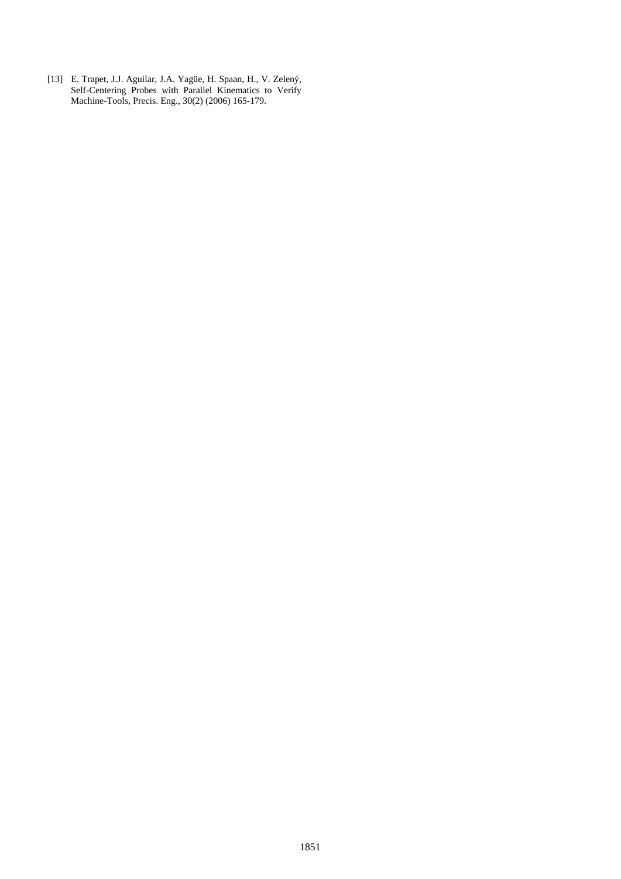[13] E. Trapet, J.J. Aguilar, J.A. Yagüe, H. Spaan, H., V. Zelený, Self-Centering Probes with Parallel Kinematics to Verify Machine-Tools, Precis. Eng., 30(2) (2006) 165-179.